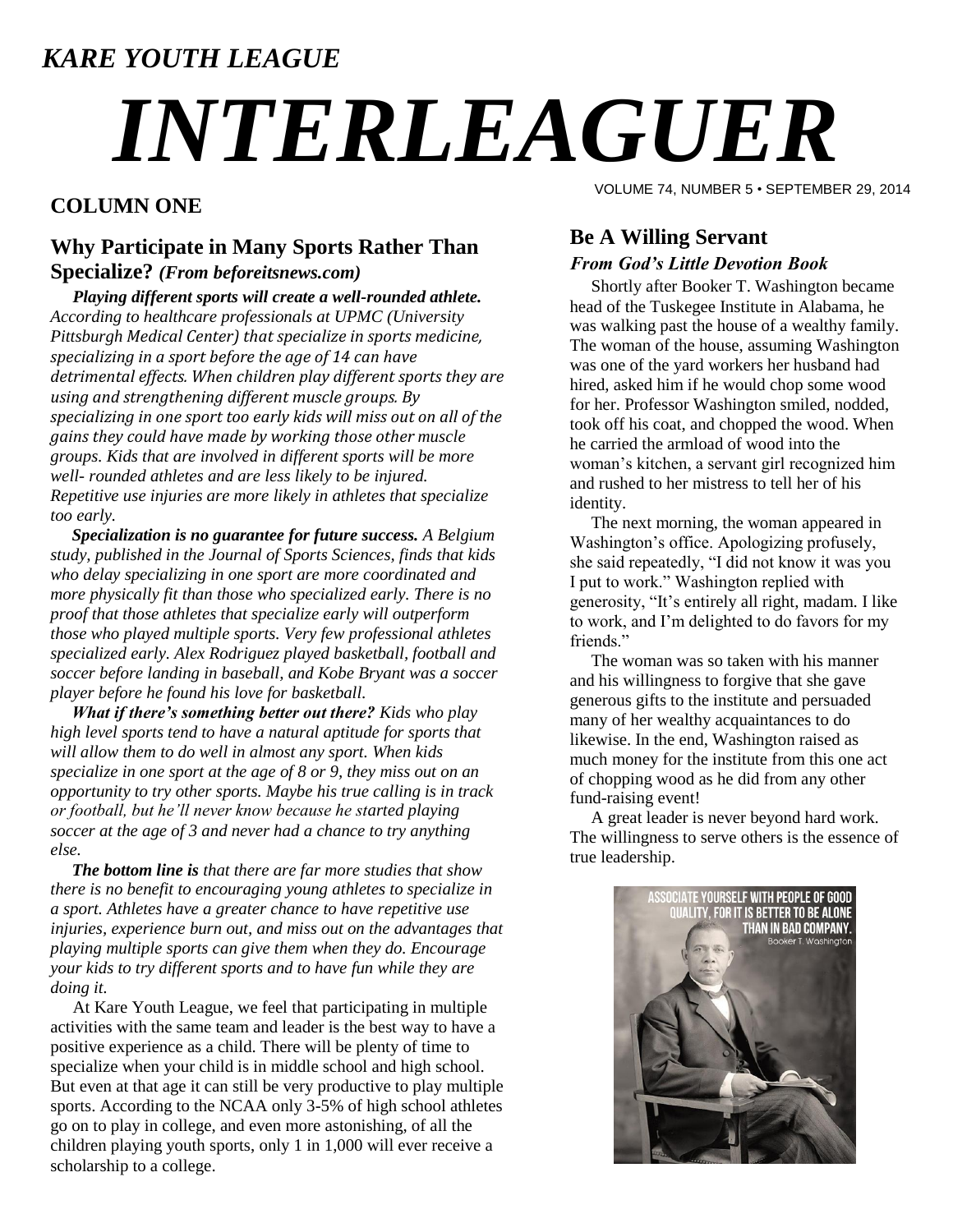*KARE YOUTH LEAGUE*

# *INTERLEAGUER*

VOLUME 74, NUMBER 5 • SEPTEMBER 29, 2014

## COLUMN ONE

### Why Participate in Many Sports Rather Than Specialize? *(From beforeitsnews.com)*

***Playing different sports will create a well-rounded athlete.*** *According to healthcare professionals at UPMC (University Pittsburgh Medical Center) that specialize in sports medicine, specializing in a sport before the age of 14 can have detrimental effects. When children play different sports they are using and strengthening different muscle groups. By specializing in one sport too early kids will miss out on all of the gains they could have made by working those other muscle groups. Kids that are involved in different sports will be more well- rounded athletes and are less likely to be injured. Repetitive use injuries are more likely in athletes that specialize too early.*

***Specialization is no guarantee for future success.*** *A Belgium study, published in the Journal of Sports Sciences, finds that kids who delay specializing in one sport are more coordinated and more physically fit than those who specialized early. There is no proof that those athletes that specialize early will outperform those who played multiple sports. Very few professional athletes specialized early. Alex Rodriguez played basketball, football and soccer before landing in baseball, and Kobe Bryant was a soccer player before he found his love for basketball.*

***What if there's something better out there?*** *Kids who play high level sports tend to have a natural aptitude for sports that will allow them to do well in almost any sport. When kids specialize in one sport at the age of 8 or 9, they miss out on an opportunity to try other sports. Maybe his true calling is in track or football, but he'll never know because he started playing soccer at the age of 3 and never had a chance to try anything else.*

***The bottom line is*** *that there are far more studies that show there is no benefit to encouraging young athletes to specialize in a sport. Athletes have a greater chance to have repetitive use injuries, experience burn out, and miss out on the advantages that playing multiple sports can give them when they do. Encourage your kids to try different sports and to have fun while they are doing it.*

At Kare Youth League, we feel that participating in multiple activities with the same team and leader is the best way to have a positive experience as a child. There will be plenty of time to specialize when your child is in middle school and high school. But even at that age it can still be very productive to play multiple sports. According to the NCAA only 3-5% of high school athletes go on to play in college, and even more astonishing, of all the children playing youth sports, only 1 in 1,000 will ever receive a scholarship to a college.

### Be A Willing Servant

***From God's Little Devotion Book***

Shortly after Booker T. Washington became head of the Tuskegee Institute in Alabama, he was walking past the house of a wealthy family. The woman of the house, assuming Washington was one of the yard workers her husband had hired, asked him if he would chop some wood for her. Professor Washington smiled, nodded, took off his coat, and chopped the wood. When he carried the armload of wood into the woman's kitchen, a servant girl recognized him and rushed to her mistress to tell her of his identity.

The next morning, the woman appeared in Washington's office. Apologizing profusely, she said repeatedly, "I did not know it was you I put to work." Washington replied with generosity, "It's entirely all right, madam. I like to work, and I'm delighted to do favors for my friends."

The woman was so taken with his manner and his willingness to forgive that she gave generous gifts to the institute and persuaded many of her wealthy acquaintances to do likewise. In the end, Washington raised as much money for the institute from this one act of chopping wood as he did from any other fund-raising event!

A great leader is never beyond hard work. The willingness to serve others is the essence of true leadership.

ASSOCIATE YOURSELF WITH PEOPLE OF GOOD QUALITY, FOR IT IS BETTER TO BE ALONE THAN IN BAD COMPANY.
Booker T. Washington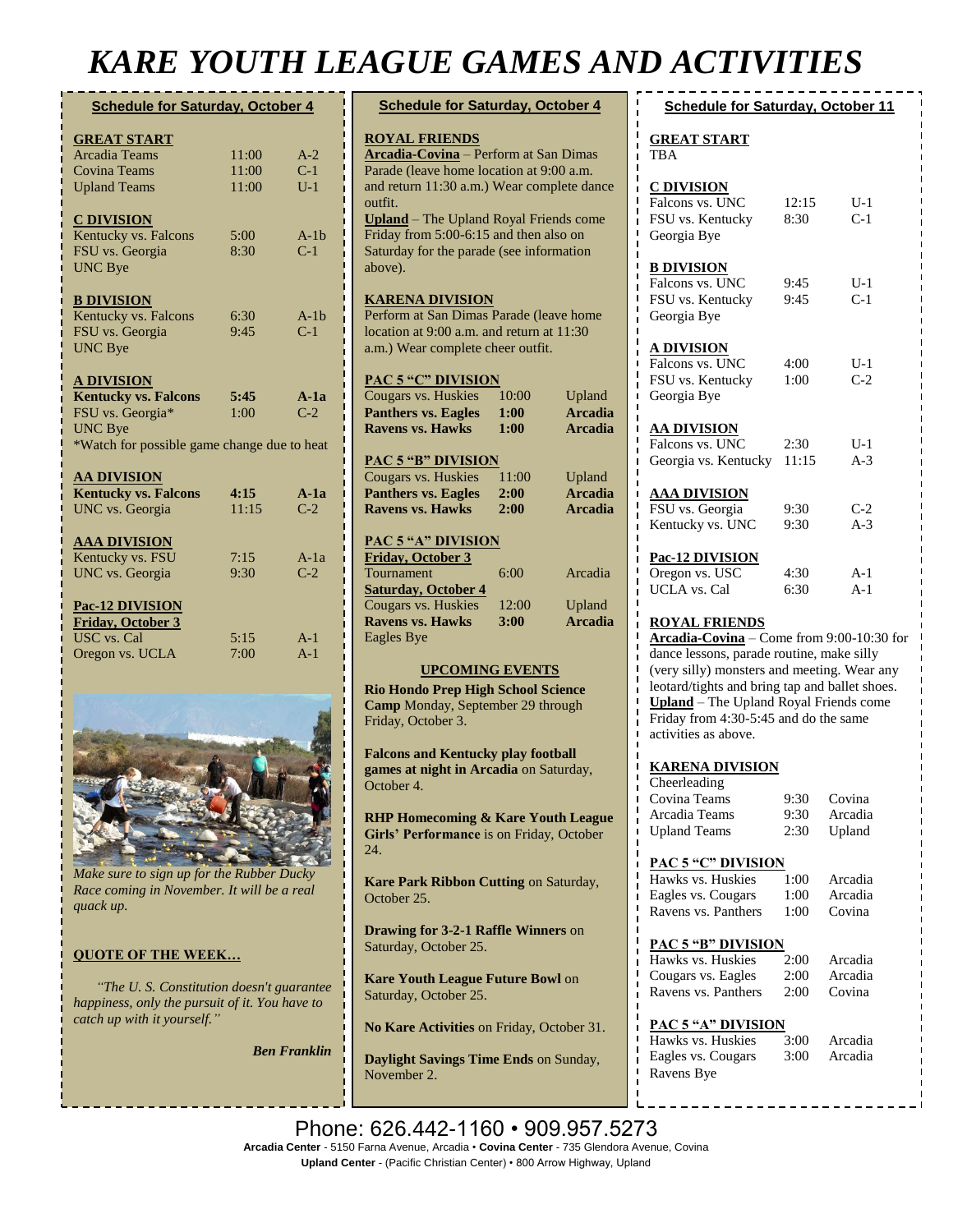# KARE YOUTH LEAGUE GAMES AND ACTIVITIES

## Schedule for Saturday, October 4

**GREAT START**

| | | |
|---|---|---|
| Arcadia Teams | 11:00 | A-2 |
| Covina Teams | 11:00 | C-1 |
| Upland Teams | 11:00 | U-1 |

**C DIVISION**

| | | |
|---|---|---|
| Kentucky vs. Falcons | 5:00 | A-1b |
| FSU vs. Georgia | 8:30 | C-1 |
| UNC Bye | | |

**B DIVISION**

| | | |
|---|---|---|
| Kentucky vs. Falcons | 6:30 | A-1b |
| FSU vs. Georgia | 9:45 | C-1 |
| UNC Bye | | |

**A DIVISION**

| | | |
|---|---|---|
| **Kentucky vs. Falcons** | **5:45** | **A-1a** |
| FSU vs. Georgia* | 1:00 | C-2 |
| UNC Bye | | |

*Watch for possible game change due to heat

**AA DIVISION**

| | | |
|---|---|---|
| **Kentucky vs. Falcons** | **4:15** | **A-1a** |
| UNC vs. Georgia | 11:15 | C-2 |

**AAA DIVISION**

| | | |
|---|---|---|
| Kentucky vs. FSU | 7:15 | A-1a |
| UNC vs. Georgia | 9:30 | C-2 |

**Pac-12 DIVISION**

**Friday, October 3**

| | | |
|---|---|---|
| USC vs. Cal | 5:15 | A-1 |
| Oregon vs. UCLA | 7:00 | A-1 |

*Make sure to sign up for the Rubber Ducky Race coming in November. It will be a real quack up.*

**QUOTE OF THE WEEK…**

*"The U. S. Constitution doesn't guarantee happiness, only the pursuit of it. You have to catch up with it yourself."*

***Ben Franklin***

## Schedule for Saturday, October 4

**ROYAL FRIENDS**

**Arcadia-Covina** – Perform at San Dimas Parade (leave home location at 9:00 a.m. and return 11:30 a.m.) Wear complete dance outfit.

**Upland** – The Upland Royal Friends come Friday from 5:00-6:15 and then also on Saturday for the parade (see information above).

**KARENA DIVISION**

Perform at San Dimas Parade (leave home location at 9:00 a.m. and return at 11:30 a.m.) Wear complete cheer outfit.

**PAC 5 "C" DIVISION**

| | | |
|---|---|---|
| Cougars vs. Huskies | 10:00 | Upland |
| **Panthers vs. Eagles** | **1:00** | **Arcadia** |
| **Ravens vs. Hawks** | **1:00** | **Arcadia** |

**PAC 5 "B" DIVISION**

| | | |
|---|---|---|
| Cougars vs. Huskies | 11:00 | Upland |
| **Panthers vs. Eagles** | **2:00** | **Arcadia** |
| **Ravens vs. Hawks** | **2:00** | **Arcadia** |

**PAC 5 "A" DIVISION**

**Friday, October 3**

| | | |
|---|---|---|
| Tournament | 6:00 | Arcadia |

**Saturday, October 4**

| | | |
|---|---|---|
| Cougars vs. Huskies | 12:00 | Upland |
| **Ravens vs. Hawks** | **3:00** | **Arcadia** |
| Eagles Bye | | |

**UPCOMING EVENTS**

**Rio Hondo Prep High School Science Camp** Monday, September 29 through Friday, October 3.

**Falcons and Kentucky play football games at night in Arcadia** on Saturday, October 4.

**RHP Homecoming & Kare Youth League Girls' Performance** is on Friday, October 24.

**Kare Park Ribbon Cutting** on Saturday, October 25.

**Drawing for 3-2-1 Raffle Winners** on Saturday, October 25.

**Kare Youth League Future Bowl** on Saturday, October 25.

**No Kare Activities** on Friday, October 31.

**Daylight Savings Time Ends** on Sunday, November 2.

## Schedule for Saturday, October 11

**GREAT START**

TBA

**C DIVISION**

| | | |
|---|---|---|
| Falcons vs. UNC | 12:15 | U-1 |
| FSU vs. Kentucky | 8:30 | C-1 |
| Georgia Bye | | |

**B DIVISION**

| | | |
|---|---|---|
| Falcons vs. UNC | 9:45 | U-1 |
| FSU vs. Kentucky | 9:45 | C-1 |
| Georgia Bye | | |

**A DIVISION**

| | | |
|---|---|---|
| Falcons vs. UNC | 4:00 | U-1 |
| FSU vs. Kentucky | 1:00 | C-2 |
| Georgia Bye | | |

**AA DIVISION**

| | | |
|---|---|---|
| Falcons vs. UNC | 2:30 | U-1 |
| Georgia vs. Kentucky | 11:15 | A-3 |

**AAA DIVISION**

| | | |
|---|---|---|
| FSU vs. Georgia | 9:30 | C-2 |
| Kentucky vs. UNC | 9:30 | A-3 |

**Pac-12 DIVISION**

| | | |
|---|---|---|
| Oregon vs. USC | 4:30 | A-1 |
| UCLA vs. Cal | 6:30 | A-1 |

**ROYAL FRIENDS**

**Arcadia-Covina** – Come from 9:00-10:30 for dance lessons, parade routine, make silly (very silly) monsters and meeting. Wear any leotard/tights and bring tap and ballet shoes.

**Upland** – The Upland Royal Friends come Friday from 4:30-5:45 and do the same activities as above.

**KARENA DIVISION**

Cheerleading

| | | |
|---|---|---|
| Covina Teams | 9:30 | Covina |
| Arcadia Teams | 9:30 | Arcadia |
| Upland Teams | 2:30 | Upland |

**PAC 5 "C" DIVISION**

| | | |
|---|---|---|
| Hawks vs. Huskies | 1:00 | Arcadia |
| Eagles vs. Cougars | 1:00 | Arcadia |
| Ravens vs. Panthers | 1:00 | Covina |

**PAC 5 "B" DIVISION**

| | | |
|---|---|---|
| Hawks vs. Huskies | 2:00 | Arcadia |
| Cougars vs. Eagles | 2:00 | Arcadia |
| Ravens vs. Panthers | 2:00 | Covina |

**PAC 5 "A" DIVISION**

| | | |
|---|---|---|
| Hawks vs. Huskies | 3:00 | Arcadia |
| Eagles vs. Cougars | 3:00 | Arcadia |
| Ravens Bye | | |

Phone: 626.442-1160 • 909.957.5273

**Arcadia Center** - 5150 Farna Avenue, Arcadia • **Covina Center** - 735 Glendora Avenue, Covina

**Upland Center** - (Pacific Christian Center) • 800 Arrow Highway, Upland